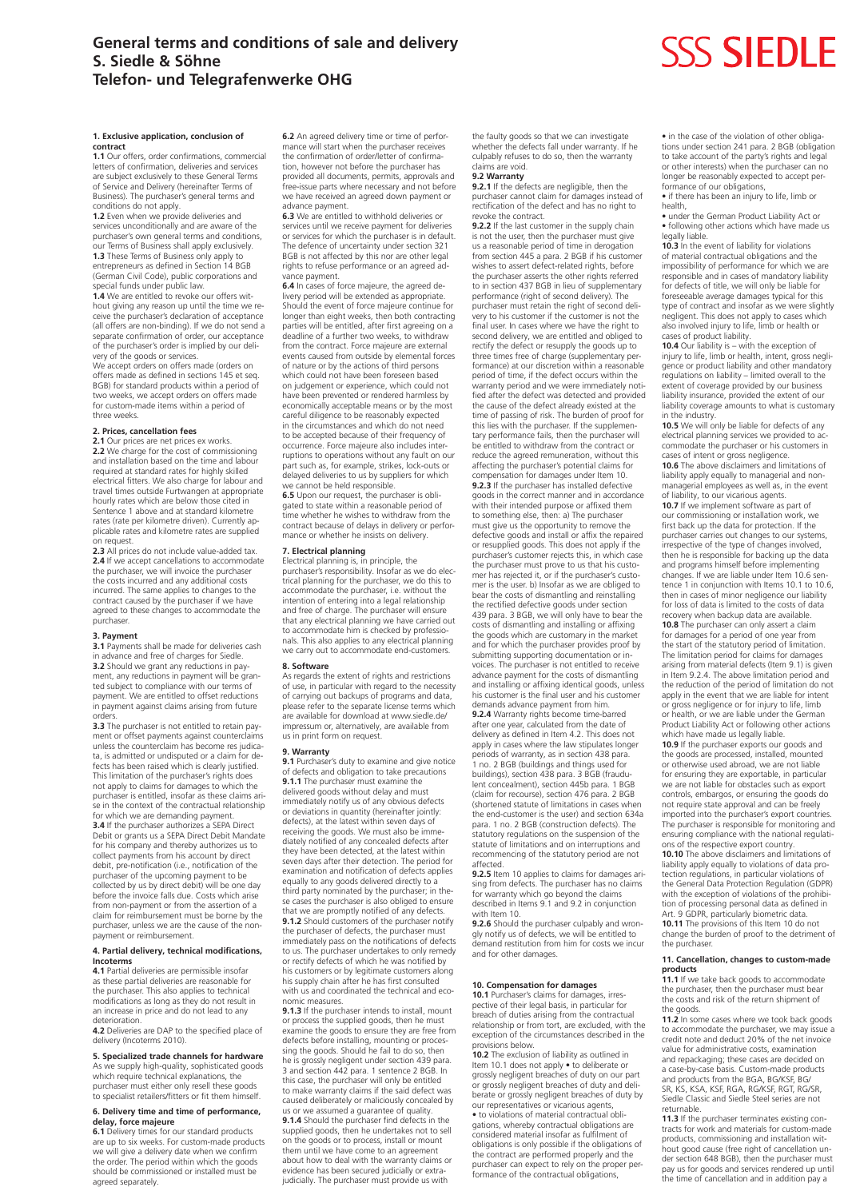# General terms and conditions of sale and delivery S. Siedle & Söhne Telefon- und Telegrafenwerke OHG

SSS SIEDLE

### 1. Exclusive application, conclusion of contract

**1.1** Our offers, order confirmations, commercial letters of confirmation, deliveries and services are subject exclusively to these General Terms of Service and Delivery (hereinafter Terms of Business). The purchaser's general terms and conditions do not apply.

**1.2** Even when we provide deliveries and services unconditionally and are aware of the purchaser's own general terms and conditions, our Terms of Business shall apply exclusively.

**1.3** These Terms of Business only apply to entrepreneurs as defined in Section 14 BGB (German Civil Code), public corporations and special funds under public law.

**1.4** We are entitled to revoke our offers without giving any reason up until the time we receive the purchaser's declaration of acceptance (all offers are non-binding). If we do not send a separate confirmation of order, our acceptance of the purchaser's order is implied by our delivery of the goods or services.

We accept orders on offers made (orders on offers made as defined in sections 145 et seq. BGB) for standard products within a period of two weeks, we accept orders on offers made for custom-made items within a period of three weeks.

### 2. Prices, cancellation fees

**2.1** Our prices are net prices ex works.

**2.2** We charge for the cost of commissioning and installation based on the time and labour required at standard rates for highly skilled electrical fitters. We also charge for labour and travel times outside Furtwangen at appropriate hourly rates which are below those cited in Sentence 1 above and at standard kilometre rates (rate per kilometre driven). Currently applicable rates and kilometre rates are supplied on request.

**2.3** All prices do not include value-added tax.

**2.4** If we accept cancellations to accommodate the purchaser, we will invoice the purchaser the costs incurred and any additional costs incurred. The same applies to changes to the contract caused by the purchaser if we have agreed to these changes to accommodate the purchaser.

### 3. Payment

**3.1** Payments shall be made for deliveries cash in advance and free of charges for Siedle.

**3.2** Should we grant any reductions in payment, any reductions in payment will be granted subject to compliance with our terms of payment. We are entitled to offset reductions in payment against claims arising from future orders.

**3.3** The purchaser is not entitled to retain payment or offset payments against counterclaims unless the counterclaim has become res judicata, is admitted or undisputed or a claim for defects has been raised which is clearly justified. This limitation of the purchaser's rights does not apply to claims for damages to which the purchaser is entitled, insofar as these claims arise in the context of the contractual relationship for which we are demanding payment.

**3.4** If the purchaser authorizes a SEPA Direct Debit or grants us a SEPA Direct Debit Mandate for his company and thereby authorizes us to collect payments from his account by direct debit, pre-notification (i.e., notification of the purchaser of the upcoming payment to be collected by us by direct debit) will be one day before the invoice falls due. Costs which arise from non-payment or from the assertion of a claim for reimbursement must be borne by the purchaser, unless we are the cause of the non-payment or reimbursement.

### 4. Partial delivery, technical modifications, Incoterms

**4.1** Partial deliveries are permissible insofar as these partial deliveries are reasonable for the purchaser. This also applies to technical modifications as long as they do not result in an increase in price and do not lead to any deterioration.

**4.2** Deliveries are DAP to the specified place of delivery (Incoterms 2010).

### 5. Specialized trade channels for hardware

As we supply high-quality, sophisticated goods which require technical explanations, the purchaser must either only resell these goods to specialist retailers/fitters or fit them himself.

### 6. Delivery time and time of performance, delay, force majeure

**6.1** Delivery times for our standard products are up to six weeks. For custom-made products we will give a delivery date when we confirm the order. The period within which the goods should be commissioned or installed must be agreed separately.

**6.2** An agreed delivery time or time of performance will start when the purchaser receives the confirmation of order/letter of confirmation, however not before the purchaser has provided all documents, permits, approvals and free-issue parts where necessary and not before we have received an agreed down payment or advance payment.

**6.3** We are entitled to withhold deliveries or services until we receive payment for deliveries or services for which the purchaser is in default. The defence of uncertainty under section 321 BGB is not affected by this nor are other legal rights to refuse performance or an agreed advance payment.

**6.4** In cases of force majeure, the agreed delivery period will be extended as appropriate. Should the event of force majeure continue for longer than eight weeks, then both contracting parties will be entitled, after first agreeing on a deadline of a further two weeks, to withdraw from the contract. Force majeure are external events caused from outside by elemental forces of nature or by the actions of third persons which could not have been foreseen based on judgement or experience, which could not have been prevented or rendered harmless by economically acceptable means or by the most careful diligence to be reasonably expected in the circumstances and which do not need to be accepted because of their frequency of occurrence. Force majeure also includes interruptions to operations without any fault on our part such as, for example, strikes, lock-outs or delayed deliveries to us by suppliers for which we cannot be held responsible.

**6.5** Upon our request, the purchaser is obligated to state within a reasonable period of time whether he wishes to withdraw from the contract because of delays in delivery or performance or whether he insists on delivery.

### 7. Electrical planning

Electrical planning is, in principle, the purchaser's responsibility. Insofar as we do electrical planning for the purchaser, we do this to accommodate the purchaser, i.e. without the intention of entering into a legal relationship and free of charge. The purchaser will ensure that any electrical planning we have carried out to accommodate him is checked by professionals. This also applies to any electrical planning we carry out to accommodate end-customers.

### 8. Software

As regards the extent of rights and restrictions of use, in particular with regard to the necessity of carrying out backups of programs and data, please refer to the separate license terms which are available for download at www.siedle.de/impressum or, alternatively, are available from us in print form on request.

### 9. Warranty

**9.1** Purchaser's duty to examine and give notice of defects and obligation to take precautions

**9.1.1** The purchaser must examine the delivered goods without delay and must immediately notify us of any obvious defects or deviations in quantity (hereinafter jointly: defects), at the latest within seven days of receiving the goods. We must also be immediately notified of any concealed defects after they have been detected, at the latest within seven days after their detection. The period for examination and notification of defects applies equally to any goods delivered directly to a third party nominated by the purchaser; in these cases the purchaser is also obliged to ensure that we are promptly notified of any defects.

**9.1.2** Should customers of the purchaser notify the purchaser of defects, the purchaser must immediately pass on the notifications of defects to us. The purchaser undertakes to only remedy or rectify defects of which he was notified by his customers or by legitimate customers along his supply chain after he has first consulted with us and coordinated the technical and economic measures.

**9.1.3** If the purchaser intends to install, mount or process the supplied goods, then he must examine the goods to ensure they are free from defects before installing, mounting or processing the goods. Should he fail to do so, then he is grossly negligent under section 439 para. 3 and section 442 para. 1 sentence 2 BGB. In this case, the purchaser will only be entitled to make warranty claims if the said defect was caused deliberately or maliciously concealed by us or we assumed a guarantee of quality.

**9.1.4** Should the purchaser find defects in the supplied goods, then he undertakes not to sell on the goods or to process, install or mount them until we have come to an agreement about how to deal with the warranty claims or evidence has been secured judicially or extra-judicially. The purchaser must provide us with the faulty goods so that we can investigate whether the defects fall under warranty. If he culpably refuses to do so, then the warranty claims are void.

**9.2 Warranty**

**9.2.1** If the defects are negligible, then the purchaser cannot claim for damages instead of rectification of the defect and has no right to revoke the contract.

**9.2.2** If the last customer in the supply chain is not the user, then the purchaser must give us a reasonable period of time in derogation from section 445 a para. 2 BGB if his customer wishes to assert defect-related rights, before the purchaser asserts the other rights referred to in section 437 BGB in lieu of supplementary performance (right of second delivery). The purchaser must retain the right of second delivery to his customer if the customer is not the final user. In cases where we have the right to second delivery, we are entitled and obliged to rectify the defect or resupply the goods up to three times free of charge (supplementary performance) at our discretion within a reasonable period of time, if the defect occurs within the warranty period and we were immediately notified after the defect was detected and provided the cause of the defect already existed at the time of passing of risk. The burden of proof for this lies with the purchaser. If the supplementary performance fails, then the purchaser will be entitled to withdraw from the contract or reduce the agreed remuneration, without this affecting the purchaser's potential claims for compensation for damages under Item 10.

**9.2.3** If the purchaser has installed defective goods in the correct manner and in accordance with their intended purpose or affixed them to something else, then: a) The purchaser must give us the opportunity to remove the defective goods and install or affix the repaired or resupplied goods. This does not apply if the purchaser's customer rejects this, in which case the purchaser must prove to us that his customer has rejected it, or if the purchaser's customer is the user. b) Insofar as we are obliged to bear the costs of dismantling and reinstalling the rectified defective goods under section 439 para. 3 BGB, we will only have to bear the costs of dismantling and installing or affixing the goods which are customary in the market and for which the purchaser provides proof by submitting supporting documentation or invoices. The purchaser is not entitled to receive advance payment for the costs of dismantling and installing or affixing identical goods, unless his customer is the final user and his customer demands advance payment from him.

**9.2.4** Warranty rights become time-barred after one year, calculated from the date of delivery as defined in Item 4.2. This does not apply in cases where the law stipulates longer periods of warranty, as in section 438 para. 1 no. 2 BGB (buildings and things used for buildings), section 438 para. 3 BGB (fraudulent concealment), section 445b para. 1 BGB (claim for recourse), section 476 para. 2 BGB (shortened statute of limitations in cases when the end-customer is the user) and section 634a para. 1 no. 2 BGB (construction defects). The statutory regulations on the suspension of the statute of limitations and on interruptions and recommencing of the statutory period are not affected.

**9.2.5** Item 10 applies to claims for damages arising from defects. The purchaser has no claims for warranty which go beyond the claims described in Items 9.1 and 9.2 in conjunction with Item 10.

**9.2.6** Should the purchaser culpably and wrongly notify us of defects, we will be entitled to demand restitution from him for costs we incur and for other damages.

### 10. Compensation for damages

**10.1** Purchaser's claims for damages, irrespective of their legal basis, in particular for breach of duties arising from the contractual relationship or from tort, are excluded, with the exception of the circumstances described in the provisions below.

**10.2** The exclusion of liability as outlined in Item 10.1 does not apply

- to deliberate or grossly negligent breaches of duty on our part or grossly negligent breaches of duty and deliberate or grossly negligent breaches of duty by our representatives or vicarious agents,
- to violations of material contractual obligations, whereby contractual obligations are considered material insofar as fulfilment of obligations is only possible if the obligations of the contract are performed properly and the purchaser can expect to rely on the proper performance of the contractual obligations,
- in the case of the violation of other obligations under section 241 para. 2 BGB (obligation to take account of the party's rights and legal or other interests) when the purchaser can no longer be reasonably expected to accept performance of our obligations,
- if there has been an injury to life, limb or health,
- under the German Product Liability Act or
- following other actions which have made us legally liable.

**10.3** In the event of liability for violations of material contractual obligations and the impossibility of performance for which we are responsible and in cases of mandatory liability for defects of title, we will only be liable for foreseeable average damages typical for this type of contract and insofar as we were slightly negligent. This does not apply to cases which also involved injury to life, limb or health or cases of product liability.

**10.4** Our liability is – with the exception of injury to life, limb or health, intent, gross negligence or product liability and other mandatory regulations on liability – limited overall to the extent of coverage provided by our business liability insurance, provided the extent of our liability coverage amounts to what is customary in the industry.

**10.5** We will only be liable for defects of any electrical planning services we provided to accommodate the purchaser or his customers in cases of intent or gross negligence.

**10.6** The above disclaimers and limitations of liability apply equally to managerial and non-managerial employees as well as, in the event of liability, to our vicarious agents.

**10.7** If we implement software as part of our commissioning or installation work, we first back up the data for protection. If the purchaser carries out changes to our systems, irrespective of the type of changes involved, then he is responsible for backing up the data and programs himself before implementing changes. If we are liable under Item 10.6 sentence 1 in conjunction with Items 10.1 to 10.6, then in cases of minor negligence our liability for loss of data is limited to the costs of data recovery when backup data are available.

**10.8** The purchaser can only assert a claim for damages for a period of one year from the start of the statutory period of limitation. The limitation period for claims for damages arising from material defects (Item 9.1) is given in Item 9.2.4. The above limitation period and the reduction of the period of limitation do not apply in the event that we are liable for intent or gross negligence or for injury to life, limb or health, or we are liable under the German Product Liability Act or following other actions which have made us legally liable.

**10.9** If the purchaser exports our goods and the goods are processed, installed, mounted or otherwise used abroad, we are not liable for ensuring they are exportable, in particular we are not liable for obstacles such as export controls, embargos, or ensuring the goods do not require state approval and can be freely imported into the purchaser's export countries. The purchaser is responsible for monitoring and ensuring compliance with the national regulations of the respective export country.

**10.10** The above disclaimers and limitations of liability apply equally to violations of data protection regulations, in particular violations of the General Data Protection Regulation (GDPR) with the exception of violations of the prohibition of processing personal data as defined in Art. 9 GDPR, particularly biometric data.

**10.11** The provisions of this Item 10 do not change the burden of proof to the detriment of the purchaser.

### 11. Cancellation, changes to custom-made products

**11.1** If we take back goods to accommodate the purchaser, then the purchaser must bear the costs and risk of the return shipment of the goods.

**11.2** In some cases where we took back goods to accommodate the purchaser, we may issue a credit note and deduct 20% of the net invoice value for administrative costs, examination and repackaging; these cases are decided on a case-by-case basis. Custom-made products and products from the BGA, BG/KSF, BG/SR, KS, KSA, KSF, RGA, RG/KSF, RGT, RG/SR, Siedle Classic and Siedle Steel series are not returnable.

**11.3** If the purchaser terminates existing contracts for work and materials for custom-made products, commissioning and installation without good cause (free right of cancellation under section 648 BGB), then the purchaser must pay us for goods and services rendered up until the time of cancellation and in addition pay a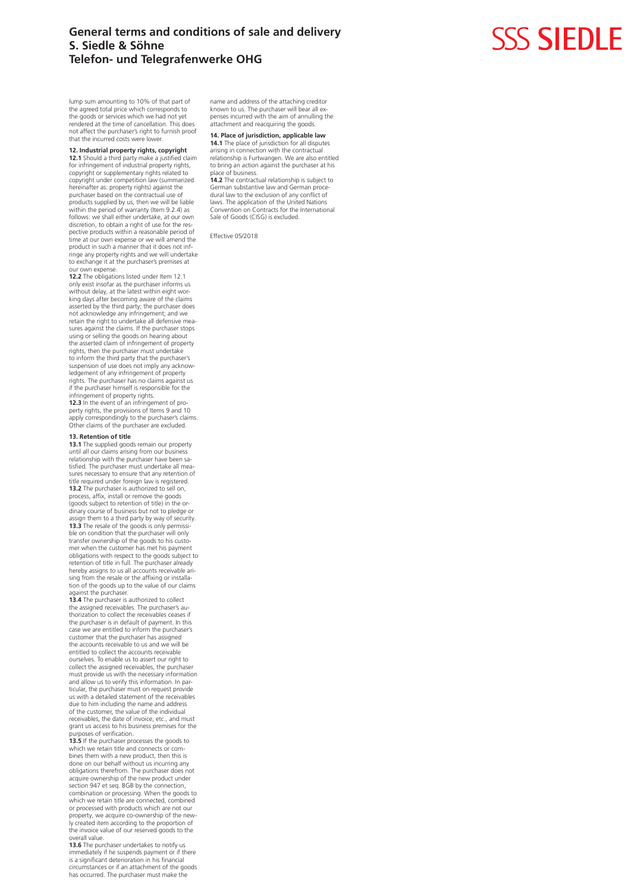lump sum amounting to 10% of that part of the agreed total price which corresponds to the goods or services which we had not yet rendered at the time of cancellation. This does not affect the purchaser's right to furnish proof that the incurred costs were lower.

**12. Industrial property rights, copyright**

**12.1** Should a third party make a justified claim for infringement of industrial property rights, copyright or supplementary rights related to copyright under competition law (summarized hereinafter as: property rights) against the purchaser based on the contractual use of products supplied by us, then we will be liable within the period of warranty (Item 9.2.4) as follows: we shall either undertake, at our own discretion, to obtain a right of use for the respective products within a reasonable period of time at our own expense or we will amend the product in such a manner that it does not infringe any property rights and we will undertake to exchange it at the purchaser's premises at our own expense.

**12.2** The obligations listed under Item 12.1 only exist insofar as the purchaser informs us without delay, at the latest within eight working days after becoming aware of the claims asserted by the third party; the purchaser does not acknowledge any infringement; and we retain the right to undertake all defensive measures against the claims. If the purchaser stops using or selling the goods on hearing about the asserted claim of infringement of property rights, then the purchaser must undertake to inform the third party that the purchaser's suspension of use does not imply any acknowledgement of any infringement of property rights. The purchaser has no claims against us if the purchaser himself is responsible for the infringement of property rights.

**12.3** In the event of an infringement of property rights, the provisions of Items 9 and 10 apply correspondingly to the purchaser's claims. Other claims of the purchaser are excluded.

**13. Retention of title**

**13.1** The supplied goods remain our property until all our claims arising from our business relationship with the purchaser have been satisfied. The purchaser must undertake all measures necessary to ensure that any retention of title required under foreign law is registered.

**13.2** The purchaser is authorized to sell on, process, affix, install or remove the goods (goods subject to retention of title) in the ordinary course of business but not to pledge or assign them to a third party by way of security.

**13.3** The resale of the goods is only permissible on condition that the purchaser will only transfer ownership of the goods to his customer when the customer has met his payment obligations with respect to the goods subject to retention of title in full. The purchaser already hereby assigns to us all accounts receivable arising from the resale or the affixing or installation of the goods up to the value of our claims against the purchaser.

**13.4** The purchaser is authorized to collect the assigned receivables. The purchaser's authorization to collect the receivables ceases if the purchaser is in default of payment. In this case we are entitled to inform the purchaser's customer that the purchaser has assigned the accounts receivable to us and we will be entitled to collect the accounts receivable ourselves. To enable us to assert our right to collect the assigned receivables, the purchaser must provide us with the necessary information and allow us to verify this information. In particular, the purchaser must on request provide us with a detailed statement of the receivables due to him including the name and address of the customer, the value of the individual receivables, the date of invoice, etc., and must grant us access to his business premises for the purposes of verification.

**13.5** If the purchaser processes the goods to which we retain title and connects or combines them with a new product, then this is done on our behalf without us incurring any obligations therefrom. The purchaser does not acquire ownership of the new product under section 947 et seq. BGB by the connection, combination or processing. When the goods to which we retain title are connected, combined or processed with products which are not our property, we acquire co-ownership of the newly created item according to the proportion of the invoice value of our reserved goods to the overall value.

**13.6** The purchaser undertakes to notify us immediately if he suspends payment or if there is a significant deterioration in his financial circumstances or if an attachment of the goods has occurred. The purchaser must make the name and address of the attaching creditor known to us. The purchaser will bear all expenses incurred with the aim of annulling the attachment and reacquiring the goods.

**14. Place of jurisdiction, applicable law**

**14.1** The place of jurisdiction for all disputes arising in connection with the contractual relationship is Furtwangen. We are also entitled to bring an action against the purchaser at his place of business.

**14.2** The contractual relationship is subject to German substantive law and German procedural law to the exclusion of any conflict of laws. The application of the United Nations Convention on Contracts for the International Sale of Goods (CISG) is excluded.

Effective 05/2018